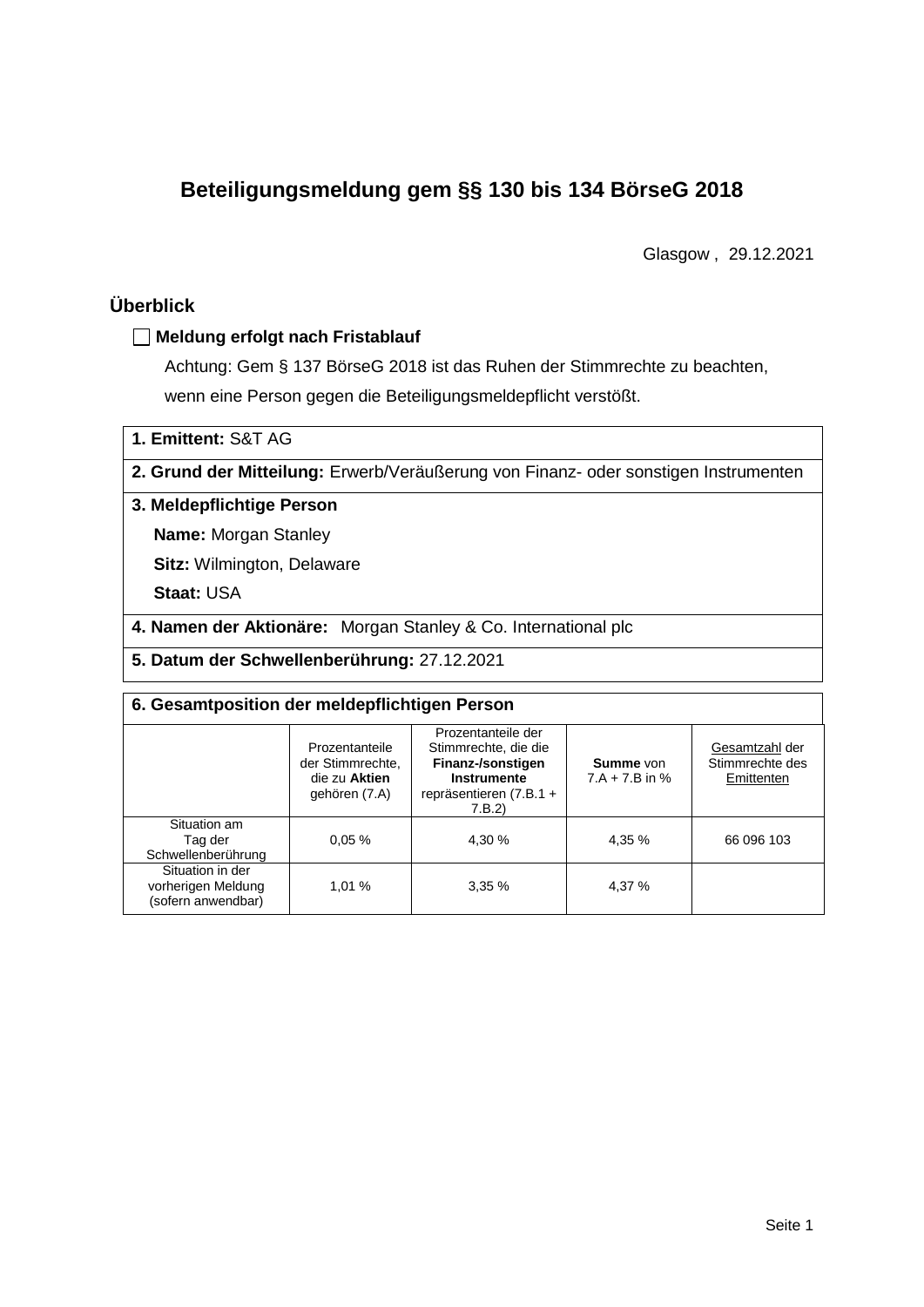# Beteiligungsmeldung gem §§ 130 bis 134 BörseG 2018

Glasgow , 29.12.2021

## Überblick

☐ **Meldung erfolgt nach Fristablauf**

Achtung: Gem § 137 BörseG 2018 ist das Ruhen der Stimmrechte zu beachten, wenn eine Person gegen die Beteiligungsmeldepflicht verstößt.

**1. Emittent:** S&T AG

**2. Grund der Mitteilung:** Erwerb/Veräußerung von Finanz- oder sonstigen Instrumenten

**3. Meldepflichtige Person**

**Name:** Morgan Stanley

**Sitz:** Wilmington, Delaware

**Staat:** USA

**4. Namen der Aktionäre:** Morgan Stanley & Co. International plc

**5. Datum der Schwellenberührung:** 27.12.2021

**6. Gesamtposition der meldepflichtigen Person**

| | Prozentanteile der Stimmrechte, die zu **Aktien** gehören (7.A) | Prozentanteile der Stimmrechte, die die **Finanz-/sonstigen Instrumente** repräsentieren (7.B.1 + 7.B.2) | **Summe** von 7.A + 7.B in % | Gesamtzahl der Stimmrechte des Emittenten |
|---|---|---|---|---|
| Situation am Tag der Schwellenberührung | 0,05 % | 4,30 % | 4,35 % | 66 096 103 |
| Situation in der vorherigen Meldung (sofern anwendbar) | 1,01 % | 3,35 % | 4,37 % | |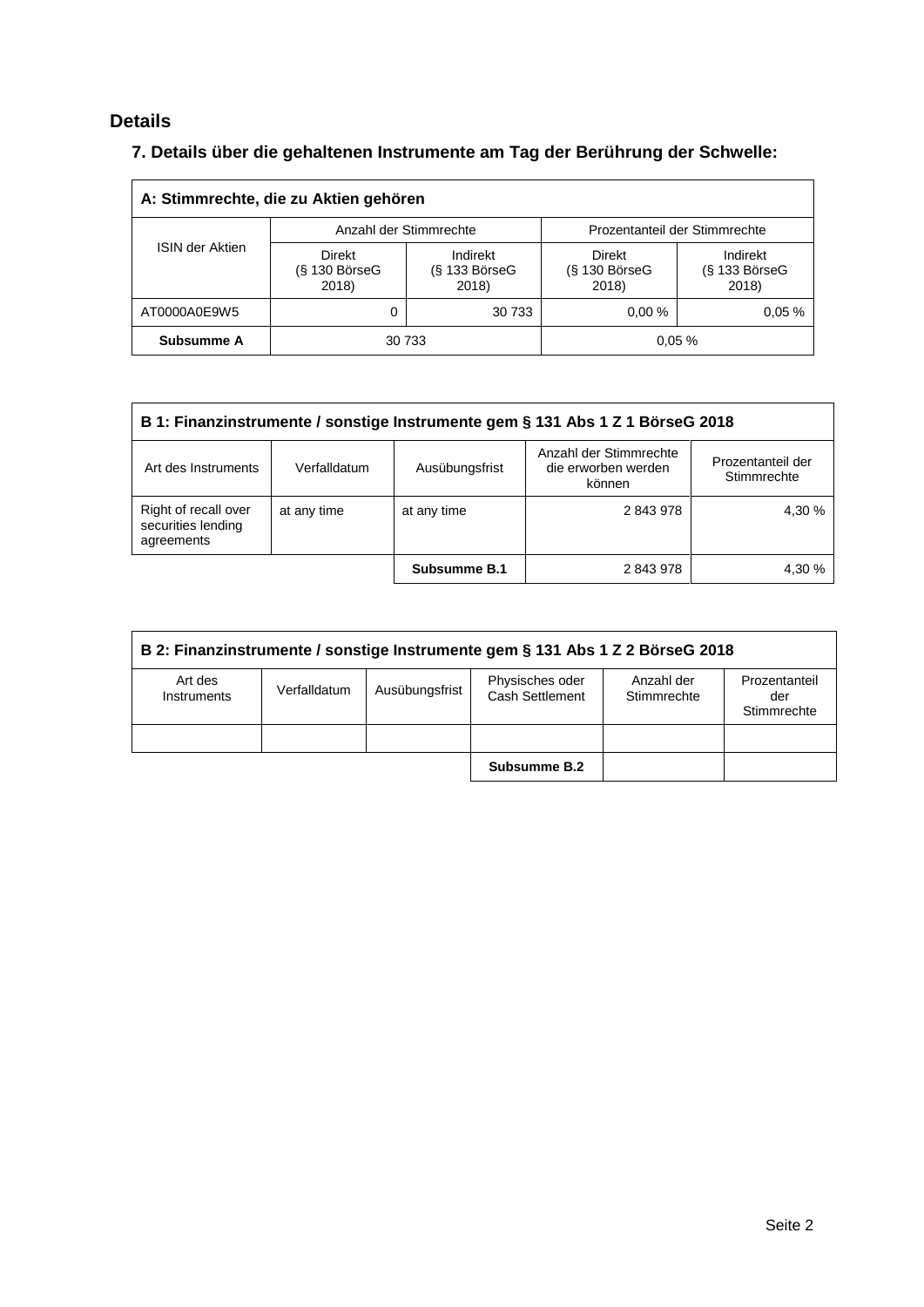## Details

### 7. Details über die gehaltenen Instrumente am Tag der Berührung der Schwelle:

| A: Stimmrechte, die zu Aktien gehören | | | | |
|---|---|---|---|---|
| ISIN der Aktien | Anzahl der Stimmrechte | | Prozentanteil der Stimmrechte | |
| | Direkt (§ 130 BörseG 2018) | Indirekt (§ 133 BörseG 2018) | Direkt (§ 130 BörseG 2018) | Indirekt (§ 133 BörseG 2018) |
| AT0000A0E9W5 | 0 | 30 733 | 0,00 % | 0,05 % |
| **Subsumme A** | 30 733 | | 0,05 % | |

| B 1: Finanzinstrumente / sonstige Instrumente gem § 131 Abs 1 Z 1 BörseG 2018 | | | | |
|---|---|---|---|---|
| Art des Instruments | Verfalldatum | Ausübungsfrist | Anzahl der Stimmrechte die erworben werden können | Prozentanteil der Stimmrechte |
| Right of recall over securities lending agreements | at any time | at any time | 2 843 978 | 4,30 % |
| | | **Subsumme B.1** | 2 843 978 | 4,30 % |

| B 2: Finanzinstrumente / sonstige Instrumente gem § 131 Abs 1 Z 2 BörseG 2018 | | | | | |
|---|---|---|---|---|---|
| Art des Instruments | Verfalldatum | Ausübungsfrist | Physisches oder Cash Settlement | Anzahl der Stimmrechte | Prozentanteil der Stimmrechte |
| | | | | | |
| | | | **Subsumme B.2** | | |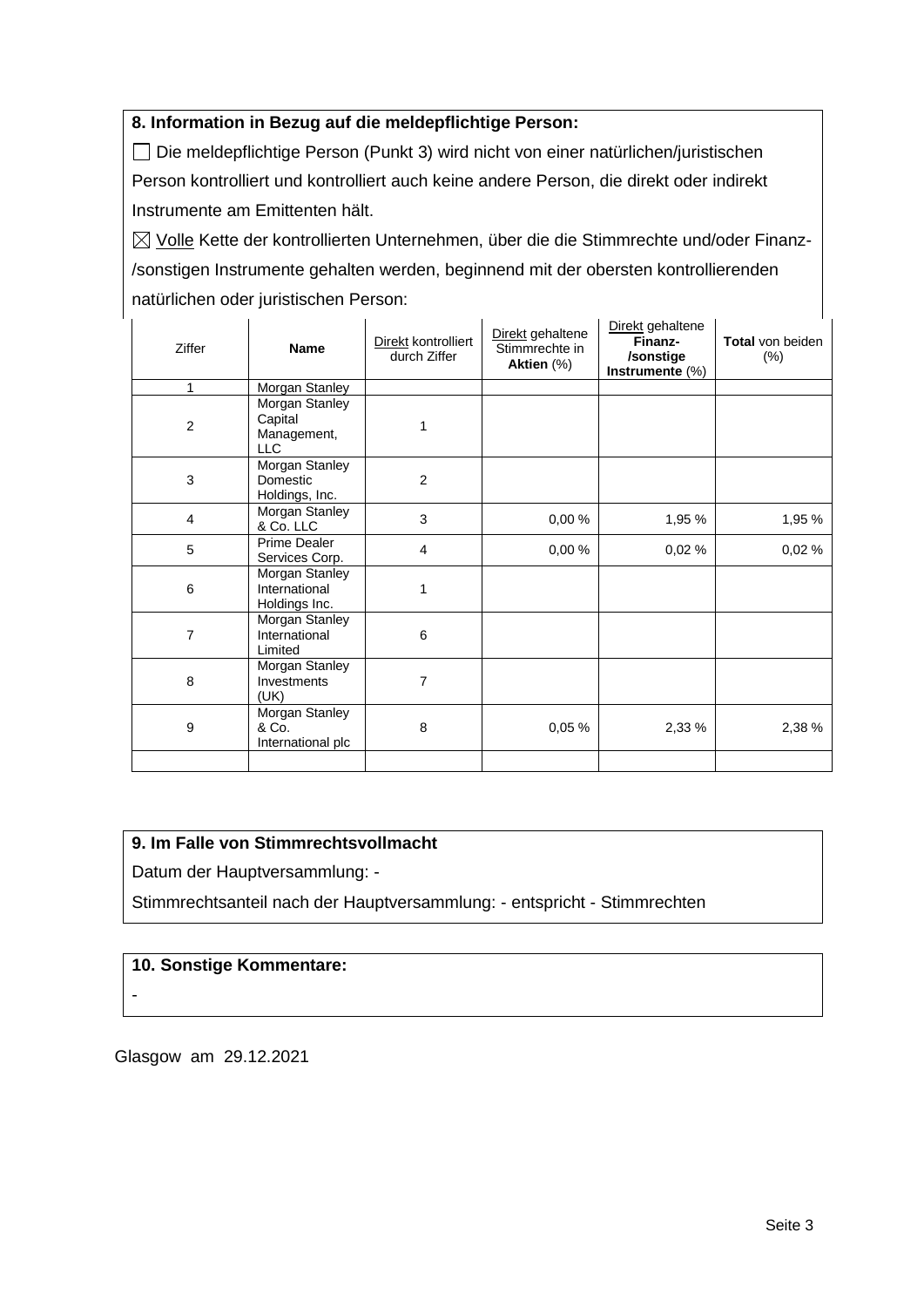### 8. Information in Bezug auf die meldepflichtige Person:

☐ Die meldepflichtige Person (Punkt 3) wird nicht von einer natürlichen/juristischen Person kontrolliert und kontrolliert auch keine andere Person, die direkt oder indirekt Instrumente am Emittenten hält.

☒ Volle Kette der kontrollierten Unternehmen, über die die Stimmrechte und/oder Finanz-/sonstigen Instrumente gehalten werden, beginnend mit der obersten kontrollierenden natürlichen oder juristischen Person:

| Ziffer | Name | Direkt kontrolliert durch Ziffer | Direkt gehaltene Stimmrechte in **Aktien** (%) | Direkt gehaltene **Finanz-/sonstige Instrumente** (%) | **Total** von beiden (%) |
|---|---|---|---|---|---|
| 1 | Morgan Stanley | | | | |
| 2 | Morgan Stanley Capital Management, LLC | 1 | | | |
| 3 | Morgan Stanley Domestic Holdings, Inc. | 2 | | | |
| 4 | Morgan Stanley & Co. LLC | 3 | 0,00 % | 1,95 % | 1,95 % |
| 5 | Prime Dealer Services Corp. | 4 | 0,00 % | 0,02 % | 0,02 % |
| 6 | Morgan Stanley International Holdings Inc. | 1 | | | |
| 7 | Morgan Stanley International Limited | 6 | | | |
| 8 | Morgan Stanley Investments (UK) | 7 | | | |
| 9 | Morgan Stanley & Co. International plc | 8 | 0,05 % | 2,33 % | 2,38 % |
| | | | | | |

### 9. Im Falle von Stimmrechtsvollmacht

Datum der Hauptversammlung: -

Stimmrechtsanteil nach der Hauptversammlung: - entspricht - Stimmrechten

### 10. Sonstige Kommentare:

-

Glasgow am 29.12.2021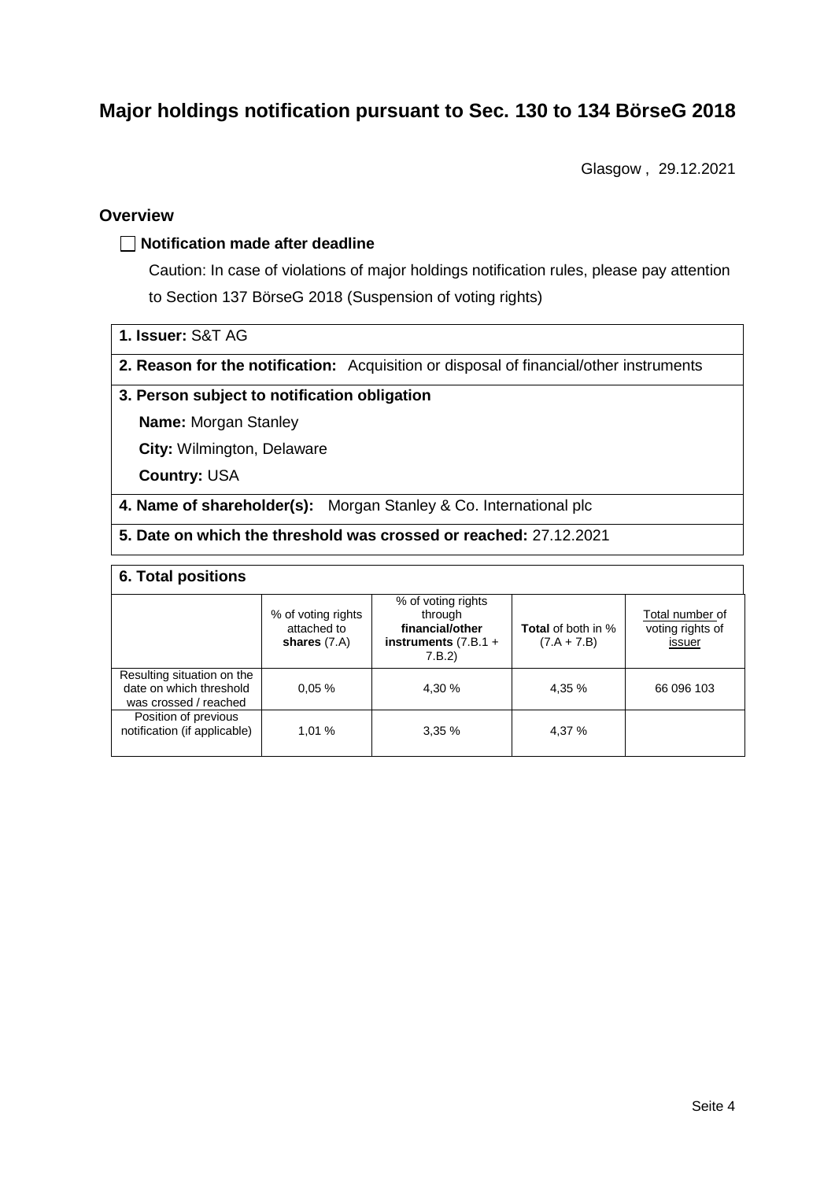# Major holdings notification pursuant to Sec. 130 to 134 BörseG 2018

Glasgow , 29.12.2021

## Overview

☐ **Notification made after deadline**

Caution: In case of violations of major holdings notification rules, please pay attention to Section 137 BörseG 2018 (Suspension of voting rights)

**1. Issuer:** S&T AG

**2. Reason for the notification:** Acquisition or disposal of financial/other instruments

**3. Person subject to notification obligation**

**Name:** Morgan Stanley

**City:** Wilmington, Delaware

**Country:** USA

**4. Name of shareholder(s):** Morgan Stanley & Co. International plc

**5. Date on which the threshold was crossed or reached:** 27.12.2021

**6. Total positions**

| | % of voting rights attached to **shares** (7.A) | % of voting rights through **financial/other instruments** (7.B.1 + 7.B.2) | **Total** of both in % (7.A + 7.B) | Total number of voting rights of issuer |
|---|---|---|---|---|
| Resulting situation on the date on which threshold was crossed / reached | 0,05 % | 4,30 % | 4,35 % | 66 096 103 |
| Position of previous notification (if applicable) | 1,01 % | 3,35 % | 4,37 % | |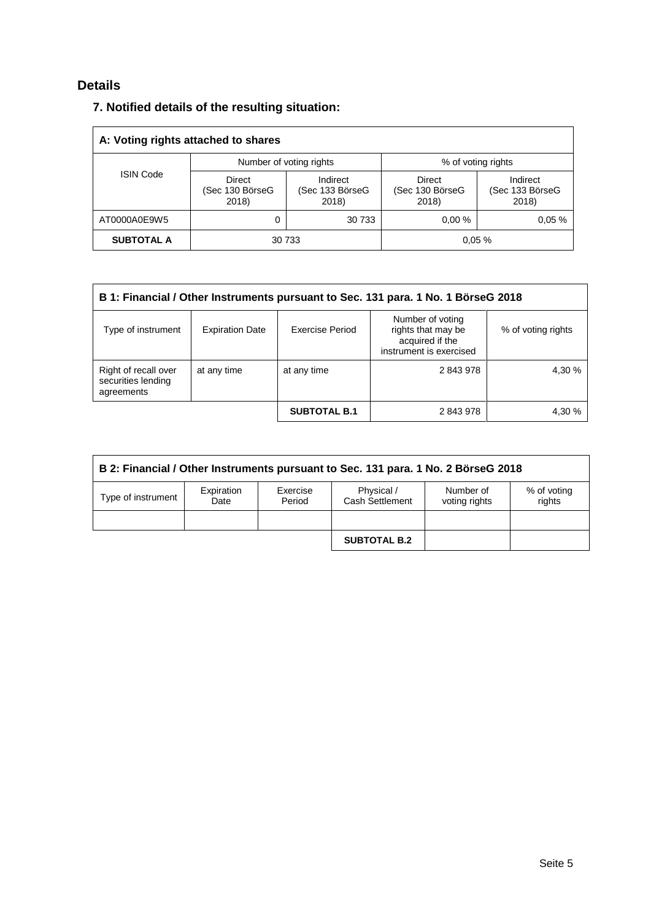# Details

## 7. Notified details of the resulting situation:

| A: Voting rights attached to shares | | | | |
|---|---|---|---|---|
| ISIN Code | Number of voting rights | | % of voting rights | |
| | Direct (Sec 130 BörseG 2018) | Indirect (Sec 133 BörseG 2018) | Direct (Sec 130 BörseG 2018) | Indirect (Sec 133 BörseG 2018) |
| AT0000A0E9W5 | 0 | 30 733 | 0,00 % | 0,05 % |
| **SUBTOTAL A** | 30 733 | | 0,05 % | |

| B 1: Financial / Other Instruments pursuant to Sec. 131 para. 1 No. 1 BörseG 2018 | | | | |
|---|---|---|---|---|
| Type of instrument | Expiration Date | Exercise Period | Number of voting rights that may be acquired if the instrument is exercised | % of voting rights |
| Right of recall over securities lending agreements | at any time | at any time | 2 843 978 | 4,30 % |
| | | **SUBTOTAL B.1** | 2 843 978 | 4,30 % |

| B 2: Financial / Other Instruments pursuant to Sec. 131 para. 1 No. 2 BörseG 2018 | | | | | |
|---|---|---|---|---|---|
| Type of instrument | Expiration Date | Exercise Period | Physical / Cash Settlement | Number of voting rights | % of voting rights |
| | | | | | |
| | | | **SUBTOTAL B.2** | | |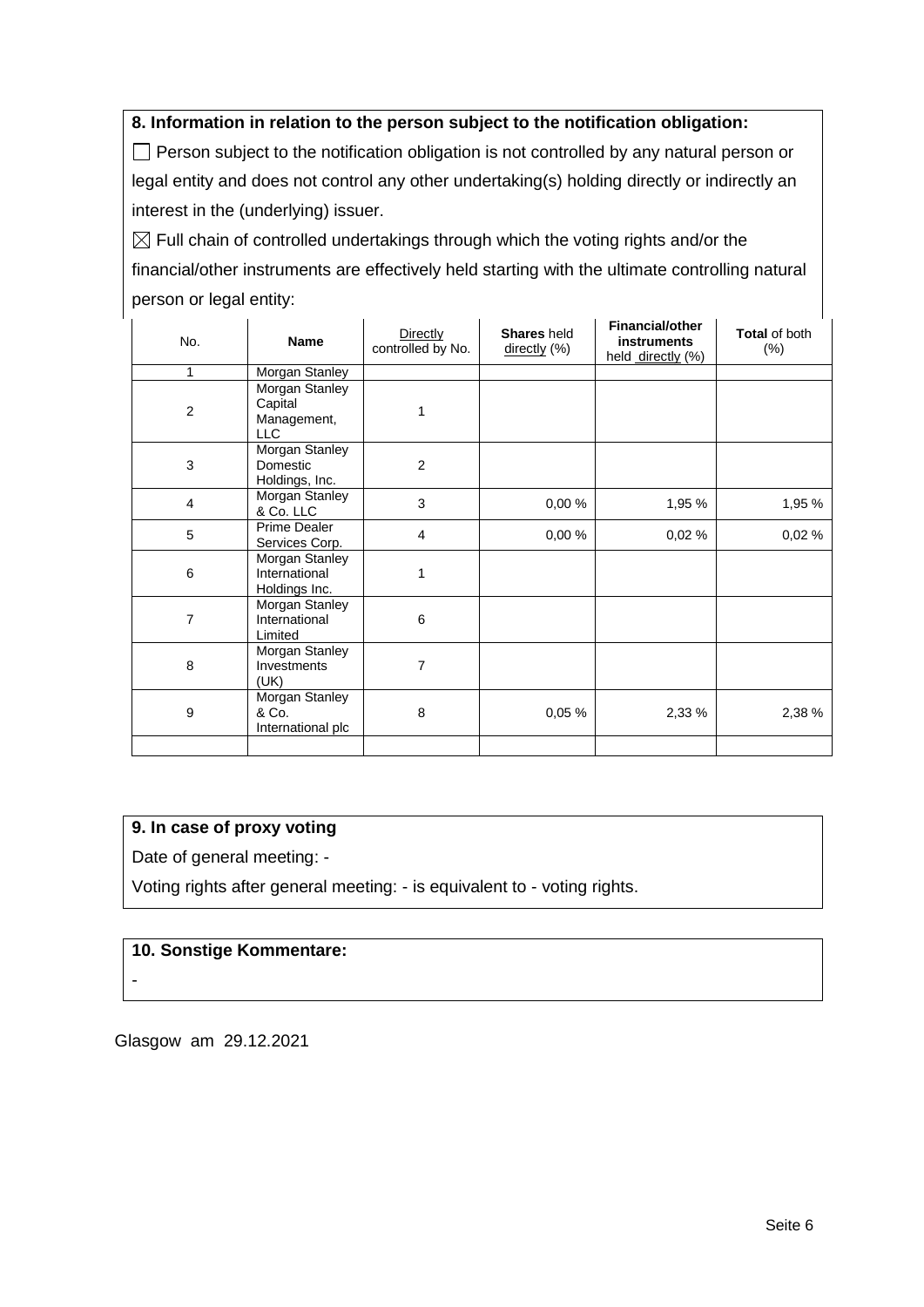**8. Information in relation to the person subject to the notification obligation:**

☐ Person subject to the notification obligation is not controlled by any natural person or legal entity and does not control any other undertaking(s) holding directly or indirectly an interest in the (underlying) issuer.

☒ Full chain of controlled undertakings through which the voting rights and/or the financial/other instruments are effectively held starting with the ultimate controlling natural person or legal entity:

| No. | Name | Directly controlled by No. | **Shares** held directly (%) | **Financial/other instruments** held directly (%) | **Total** of both (%) |
|---|---|---|---|---|---|
| 1 | Morgan Stanley | | | | |
| 2 | Morgan Stanley Capital Management, LLC | 1 | | | |
| 3 | Morgan Stanley Domestic Holdings, Inc. | 2 | | | |
| 4 | Morgan Stanley & Co. LLC | 3 | 0,00 % | 1,95 % | 1,95 % |
| 5 | Prime Dealer Services Corp. | 4 | 0,00 % | 0,02 % | 0,02 % |
| 6 | Morgan Stanley International Holdings Inc. | 1 | | | |
| 7 | Morgan Stanley International Limited | 6 | | | |
| 8 | Morgan Stanley Investments (UK) | 7 | | | |
| 9 | Morgan Stanley & Co. International plc | 8 | 0,05 % | 2,33 % | 2,38 % |
| | | | | | |

**9. In case of proxy voting**

Date of general meeting: -

Voting rights after general meeting: - is equivalent to - voting rights.

**10. Sonstige Kommentare:**

-

Glasgow am 29.12.2021